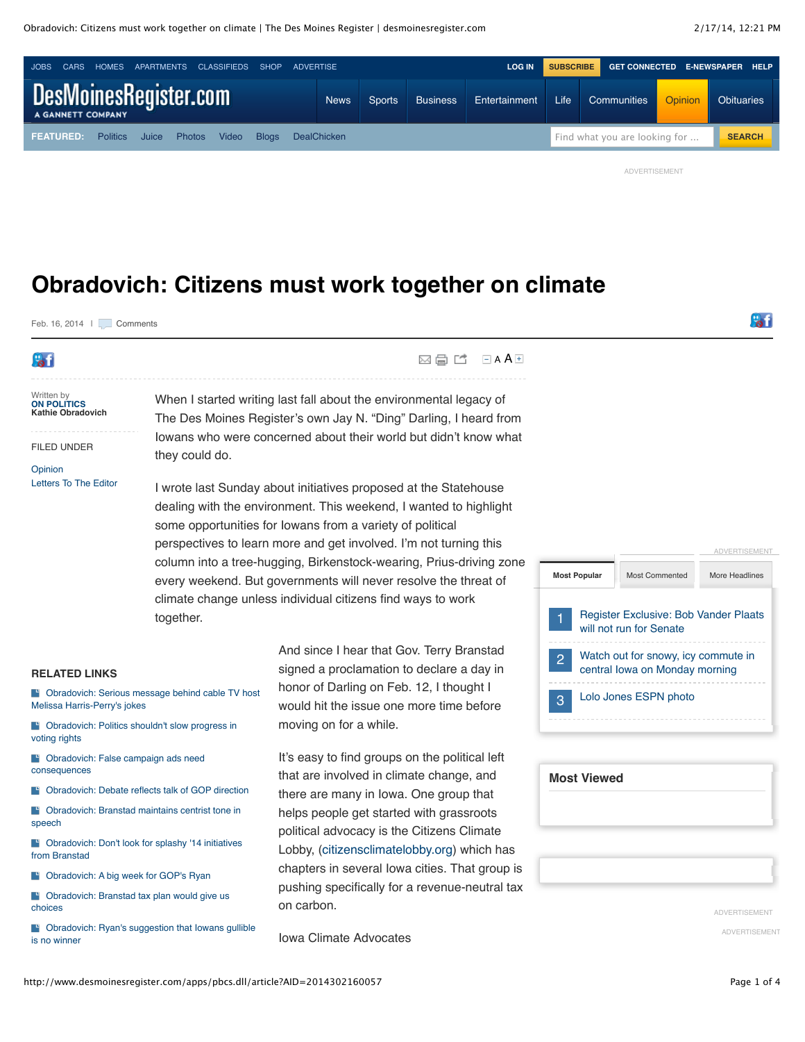# Obradovich: Citizens must work together on climate

Feb. 16, 2014 | Comments

Written by
**ON POLITICS**
**Kathie Obradovich**

FILED UNDER

Opinion
Letters To The Editor

When I started writing last fall about the environmental legacy of The Des Moines Register's own Jay N. "Ding" Darling, I heard from Iowans who were concerned about their world but didn't know what they could do.

I wrote last Sunday about initiatives proposed at the Statehouse dealing with the environment. This weekend, I wanted to highlight some opportunities for Iowans from a variety of political perspectives to learn more and get involved. I'm not turning this column into a tree-hugging, Birkenstock-wearing, Prius-driving zone every weekend. But governments will never resolve the threat of climate change unless individual citizens find ways to work together.

And since I hear that Gov. Terry Branstad signed a proclamation to declare a day in honor of Darling on Feb. 12, I thought I would hit the issue one more time before moving on for a while.

It's easy to find groups on the political left that are involved in climate change, and there are many in Iowa. One group that helps people get started with grassroots political advocacy is the Citizens Climate Lobby, (citizensclimatelobby.org) which has chapters in several Iowa cities. That group is pushing specifically for a revenue-neutral tax on carbon.

Iowa Climate Advocates

## RELATED LINKS

- Obradovich: Serious message behind cable TV host Melissa Harris-Perry's jokes
- Obradovich: Politics shouldn't slow progress in voting rights
- Obradovich: False campaign ads need consequences
- Obradovich: Debate reflects talk of GOP direction
- Obradovich: Branstad maintains centrist tone in speech
- Obradovich: Don't look for splashy '14 initiatives from Branstad
- Obradovich: A big week for GOP's Ryan
- Obradovich: Branstad tax plan would give us choices
- Obradovich: Ryan's suggestion that Iowans gullible is no winner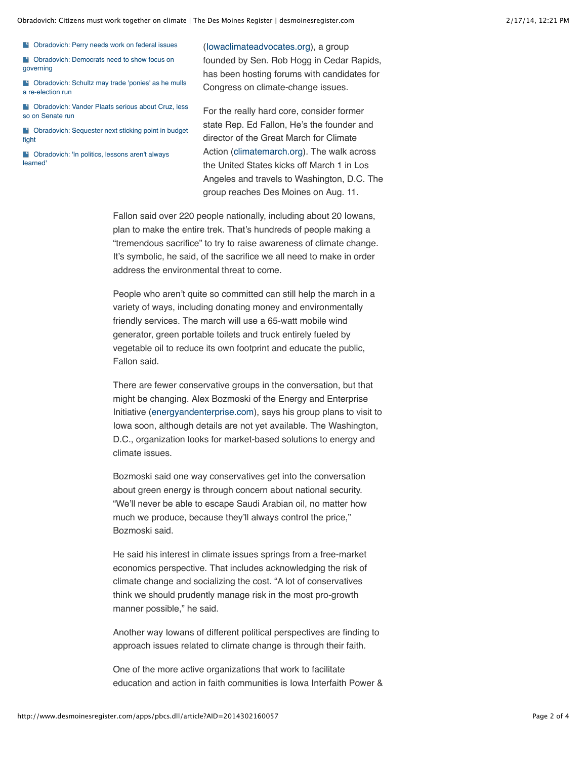- Obradovich: Perry needs work on federal issues
- Obradovich: Democrats need to show focus on governing
- Obradovich: Schultz may trade 'ponies' as he mulls a re-election run
- Obradovich: Vander Plaats serious about Cruz, less so on Senate run
- Obradovich: Sequester next sticking point in budget fight
- Obradovich: 'In politics, lessons aren't always learned'

(Iowaclimateadvocates.org), a group founded by Sen. Rob Hogg in Cedar Rapids, has been hosting forums with candidates for Congress on climate-change issues.

For the really hard core, consider former state Rep. Ed Fallon, He's the founder and director of the Great March for Climate Action (climatemarch.org). The walk across the United States kicks off March 1 in Los Angeles and travels to Washington, D.C. The group reaches Des Moines on Aug. 11.

Fallon said over 220 people nationally, including about 20 Iowans, plan to make the entire trek. That's hundreds of people making a "tremendous sacrifice" to try to raise awareness of climate change. It's symbolic, he said, of the sacrifice we all need to make in order address the environmental threat to come.

People who aren't quite so committed can still help the march in a variety of ways, including donating money and environmentally friendly services. The march will use a 65-watt mobile wind generator, green portable toilets and truck entirely fueled by vegetable oil to reduce its own footprint and educate the public, Fallon said.

There are fewer conservative groups in the conversation, but that might be changing. Alex Bozmoski of the Energy and Enterprise Initiative (energyandenterprise.com), says his group plans to visit to Iowa soon, although details are not yet available. The Washington, D.C., organization looks for market-based solutions to energy and climate issues.

Bozmoski said one way conservatives get into the conversation about green energy is through concern about national security. "We'll never be able to escape Saudi Arabian oil, no matter how much we produce, because they'll always control the price," Bozmoski said.

He said his interest in climate issues springs from a free-market economics perspective. That includes acknowledging the risk of climate change and socializing the cost. "A lot of conservatives think we should prudently manage risk in the most pro-growth manner possible," he said.

Another way Iowans of different political perspectives are finding to approach issues related to climate change is through their faith.

One of the more active organizations that work to facilitate education and action in faith communities is Iowa Interfaith Power &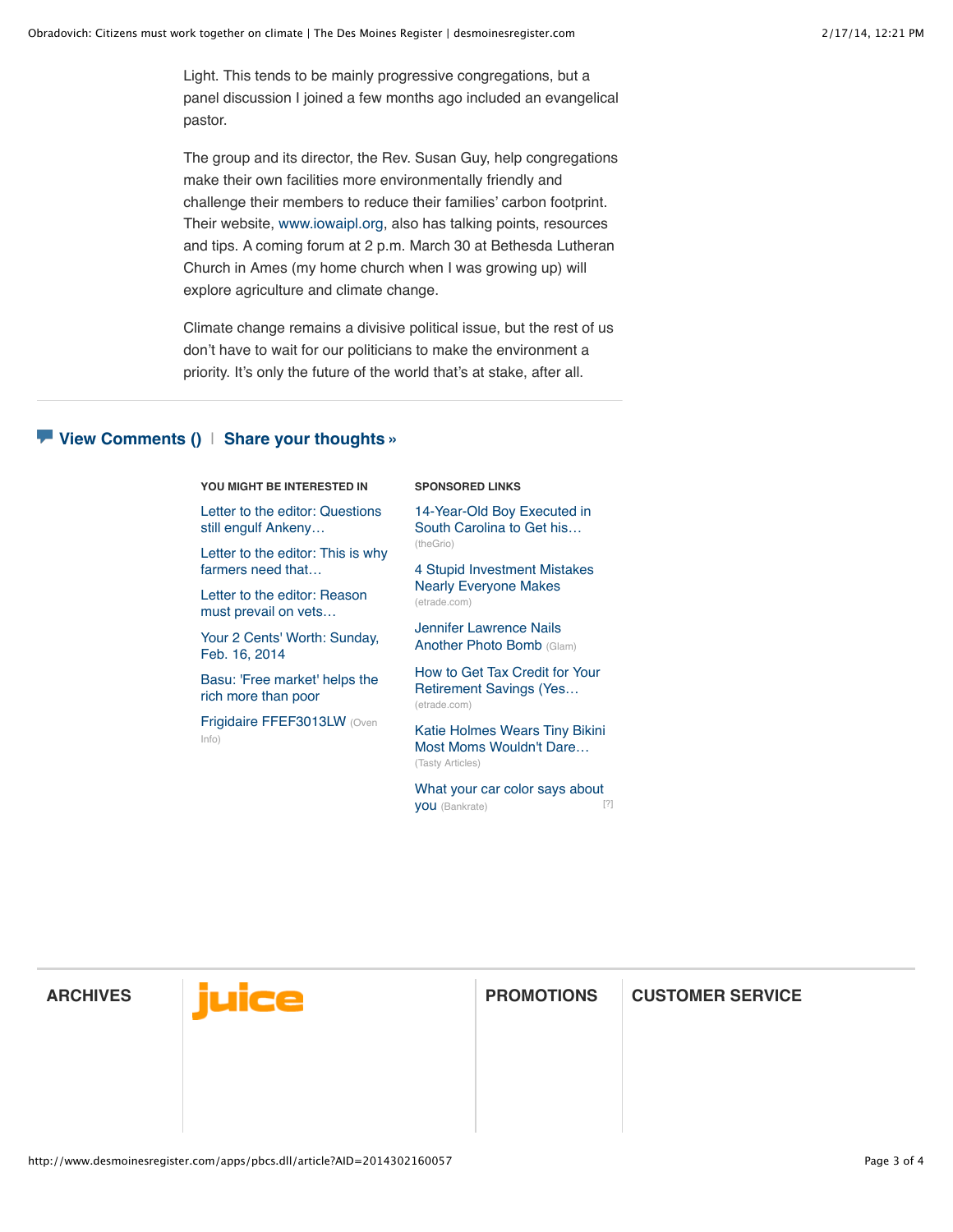Light. This tends to be mainly progressive congregations, but a panel discussion I joined a few months ago included an evangelical pastor.

The group and its director, the Rev. Susan Guy, help congregations make their own facilities more environmentally friendly and challenge their members to reduce their families' carbon footprint. Their website, www.iowaipl.org, also has talking points, resources and tips. A coming forum at 2 p.m. March 30 at Bethesda Lutheran Church in Ames (my home church when I was growing up) will explore agriculture and climate change.

Climate change remains a divisive political issue, but the rest of us don't have to wait for our politicians to make the environment a priority. It's only the future of the world that's at stake, after all.

**View Comments ()** | **Share your thoughts »**

**YOU MIGHT BE INTERESTED IN**

- Letter to the editor: Questions still engulf Ankeny…
- Letter to the editor: This is why farmers need that…
- Letter to the editor: Reason must prevail on vets…
- Your 2 Cents' Worth: Sunday, Feb. 16, 2014
- Basu: 'Free market' helps the rich more than poor
- Frigidaire FFEF3013LW (Oven Info)

**SPONSORED LINKS**

- 14-Year-Old Boy Executed in South Carolina to Get his… (theGrio)
- 4 Stupid Investment Mistakes Nearly Everyone Makes (etrade.com)
- Jennifer Lawrence Nails Another Photo Bomb (Glam)
- How to Get Tax Credit for Your Retirement Savings (Yes… (etrade.com)
- Katie Holmes Wears Tiny Bikini Most Moms Wouldn't Dare… (Tasty Articles)
- What your car color says about you (Bankrate) [?]

**ARCHIVES** | **juice** | **PROMOTIONS** | **CUSTOMER SERVICE**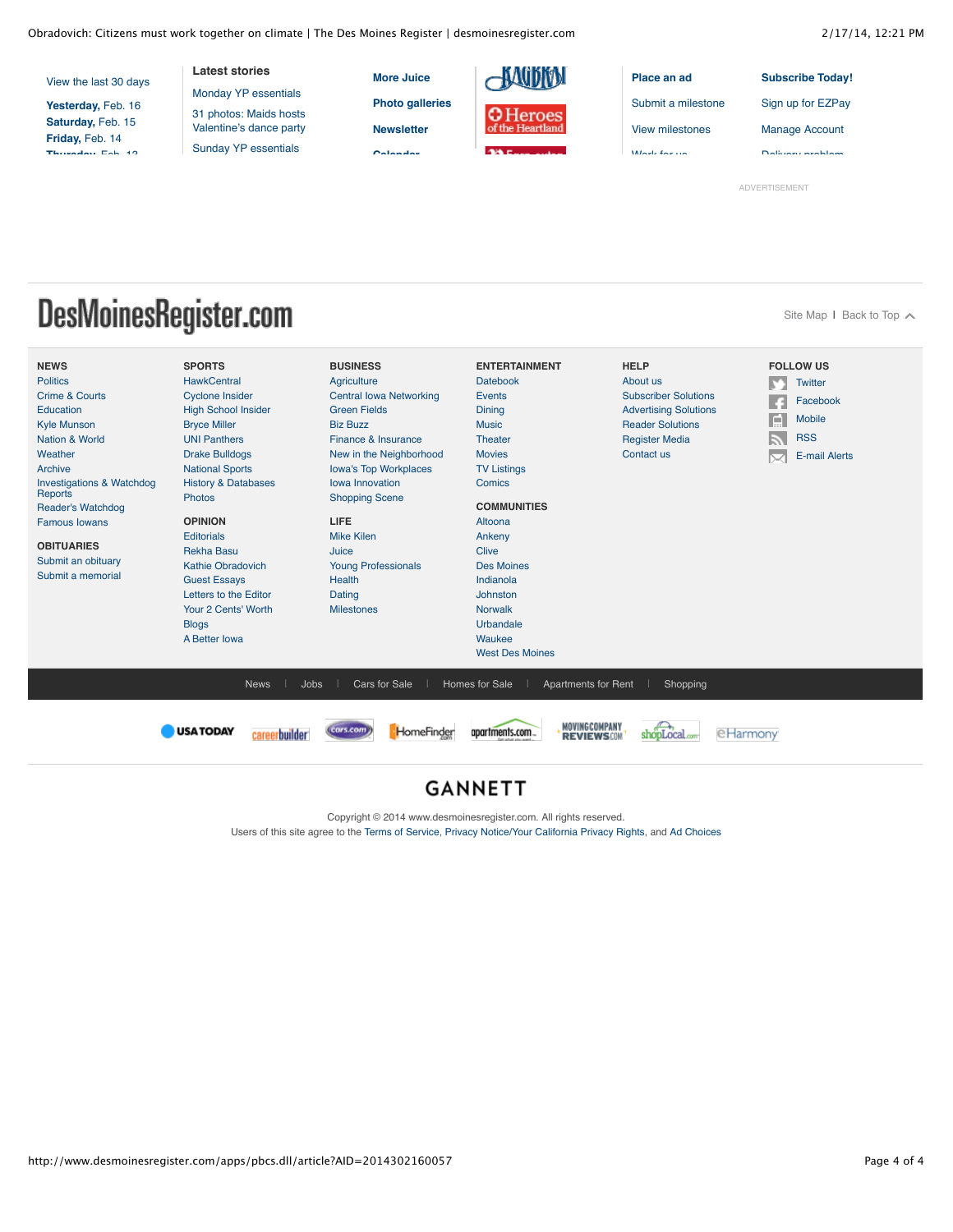View the last 30 days

**Yesterday,** Feb. 16
**Saturday,** Feb. 15
**Friday,** Feb. 14

**Latest stories**

Monday YP essentials
31 photos: Maids hosts Valentine's dance party
Sunday YP essentials

**More Juice**
**Photo galleries**
**Newsletter**

**Place an ad**
Submit a milestone
View milestones

**Subscribe Today!**
Sign up for EZPay
Manage Account

ADVERTISEMENT

DesMoinesRegister.com

Site Map | Back to Top

**NEWS**
Politics
Crime & Courts
Education
Kyle Munson
Nation & World
Weather
Archive
Investigations & Watchdog Reports
Reader's Watchdog
Famous Iowans

**OBITUARIES**
Submit an obituary
Submit a memorial

**SPORTS**
HawkCentral
Cyclone Insider
High School Insider
Bryce Miller
UNI Panthers
Drake Bulldogs
National Sports
History & Databases
Photos

**OPINION**
Editorials
Rekha Basu
Kathie Obradovich
Guest Essays
Letters to the Editor
Your 2 Cents' Worth
Blogs
A Better Iowa

**BUSINESS**
Agriculture
Central Iowa Networking
Green Fields
Biz Buzz
Finance & Insurance
New in the Neighborhood
Iowa's Top Workplaces
Iowa Innovation
Shopping Scene

**LIFE**
Mike Kilen
Juice
Young Professionals
Health
Dating
Milestones

**ENTERTAINMENT**
Datebook
Events
Dining
Music
Theater
Movies
TV Listings
Comics

**COMMUNITIES**
Altoona
Ankeny
Clive
Des Moines
Indianola
Johnston
Norwalk
Urbandale
Waukee
West Des Moines

**HELP**
About us
Subscriber Solutions
Advertising Solutions
Reader Solutions
Register Media
Contact us

**FOLLOW US**
Twitter
Facebook
Mobile
RSS
E-mail Alerts

News | Jobs | Cars for Sale | Homes for Sale | Apartments for Rent | Shopping

GANNETT

Copyright © 2014 www.desmoinesregister.com. All rights reserved.
Users of this site agree to the Terms of Service, Privacy Notice/Your California Privacy Rights, and Ad Choices